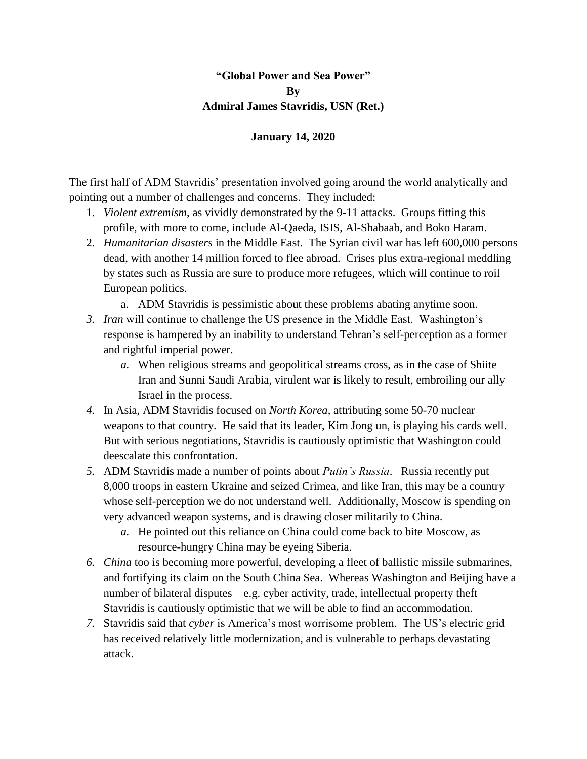# **"Global Power and Sea Power"**
# **By**
# **Admiral James Stavridis, USN (Ret.)**

**January 14, 2020**

The first half of ADM Stavridis' presentation involved going around the world analytically and pointing out a number of challenges and concerns. They included:

1. *Violent extremism*, as vividly demonstrated by the 9-11 attacks. Groups fitting this profile, with more to come, include Al-Qaeda, ISIS, Al-Shabaab, and Boko Haram.
2. *Humanitarian disasters* in the Middle East. The Syrian civil war has left 600,000 persons dead, with another 14 million forced to flee abroad. Crises plus extra-regional meddling by states such as Russia are sure to produce more refugees, which will continue to roil European politics.
    a. ADM Stavridis is pessimistic about these problems abating anytime soon.
3. *Iran* will continue to challenge the US presence in the Middle East. Washington's response is hampered by an inability to understand Tehran's self-perception as a former and rightful imperial power.
    a. When religious streams and geopolitical streams cross, as in the case of Shiite Iran and Sunni Saudi Arabia, virulent war is likely to result, embroiling our ally Israel in the process.
4. In Asia, ADM Stavridis focused on *North Korea*, attributing some 50-70 nuclear weapons to that country. He said that its leader, Kim Jong un, is playing his cards well. But with serious negotiations, Stavridis is cautiously optimistic that Washington could deescalate this confrontation.
5. ADM Stavridis made a number of points about *Putin's Russia*. Russia recently put 8,000 troops in eastern Ukraine and seized Crimea, and like Iran, this may be a country whose self-perception we do not understand well. Additionally, Moscow is spending on very advanced weapon systems, and is drawing closer militarily to China.
    a. He pointed out this reliance on China could come back to bite Moscow, as resource-hungry China may be eyeing Siberia.
6. *China* too is becoming more powerful, developing a fleet of ballistic missile submarines, and fortifying its claim on the South China Sea. Whereas Washington and Beijing have a number of bilateral disputes – e.g. cyber activity, trade, intellectual property theft – Stavridis is cautiously optimistic that we will be able to find an accommodation.
7. Stavridis said that *cyber* is America's most worrisome problem. The US's electric grid has received relatively little modernization, and is vulnerable to perhaps devastating attack.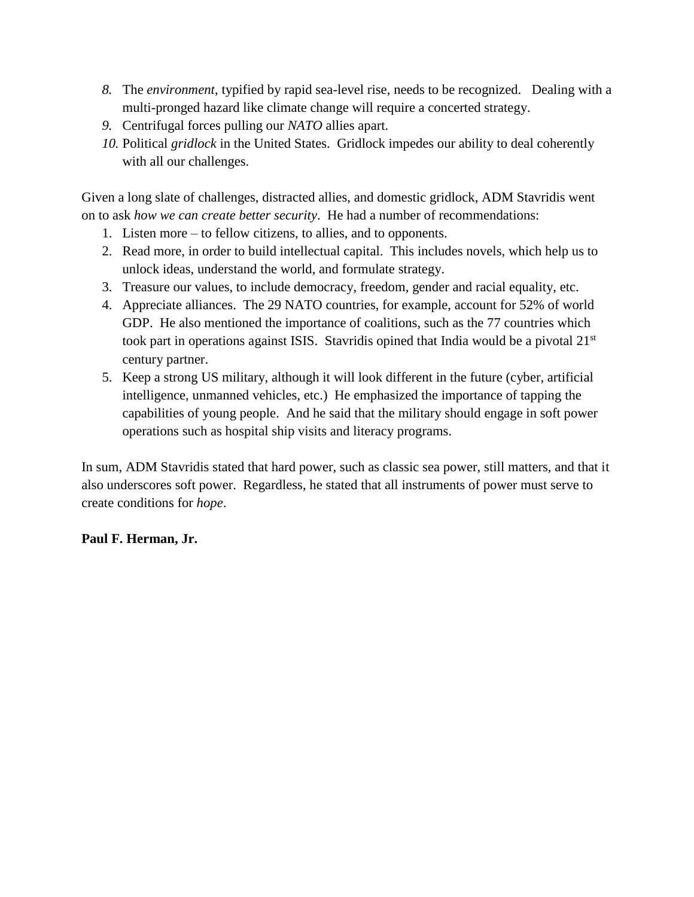8. The *environment*, typified by rapid sea-level rise, needs to be recognized. Dealing with a multi-pronged hazard like climate change will require a concerted strategy.
9. Centrifugal forces pulling our *NATO* allies apart.
10. Political *gridlock* in the United States. Gridlock impedes our ability to deal coherently with all our challenges.

Given a long slate of challenges, distracted allies, and domestic gridlock, ADM Stavridis went on to ask *how we can create better security*. He had a number of recommendations:

1. Listen more – to fellow citizens, to allies, and to opponents.
2. Read more, in order to build intellectual capital. This includes novels, which help us to unlock ideas, understand the world, and formulate strategy.
3. Treasure our values, to include democracy, freedom, gender and racial equality, etc.
4. Appreciate alliances. The 29 NATO countries, for example, account for 52% of world GDP. He also mentioned the importance of coalitions, such as the 77 countries which took part in operations against ISIS. Stavridis opined that India would be a pivotal 21st century partner.
5. Keep a strong US military, although it will look different in the future (cyber, artificial intelligence, unmanned vehicles, etc.) He emphasized the importance of tapping the capabilities of young people. And he said that the military should engage in soft power operations such as hospital ship visits and literacy programs.

In sum, ADM Stavridis stated that hard power, such as classic sea power, still matters, and that it also underscores soft power. Regardless, he stated that all instruments of power must serve to create conditions for *hope*.

**Paul F. Herman, Jr.**